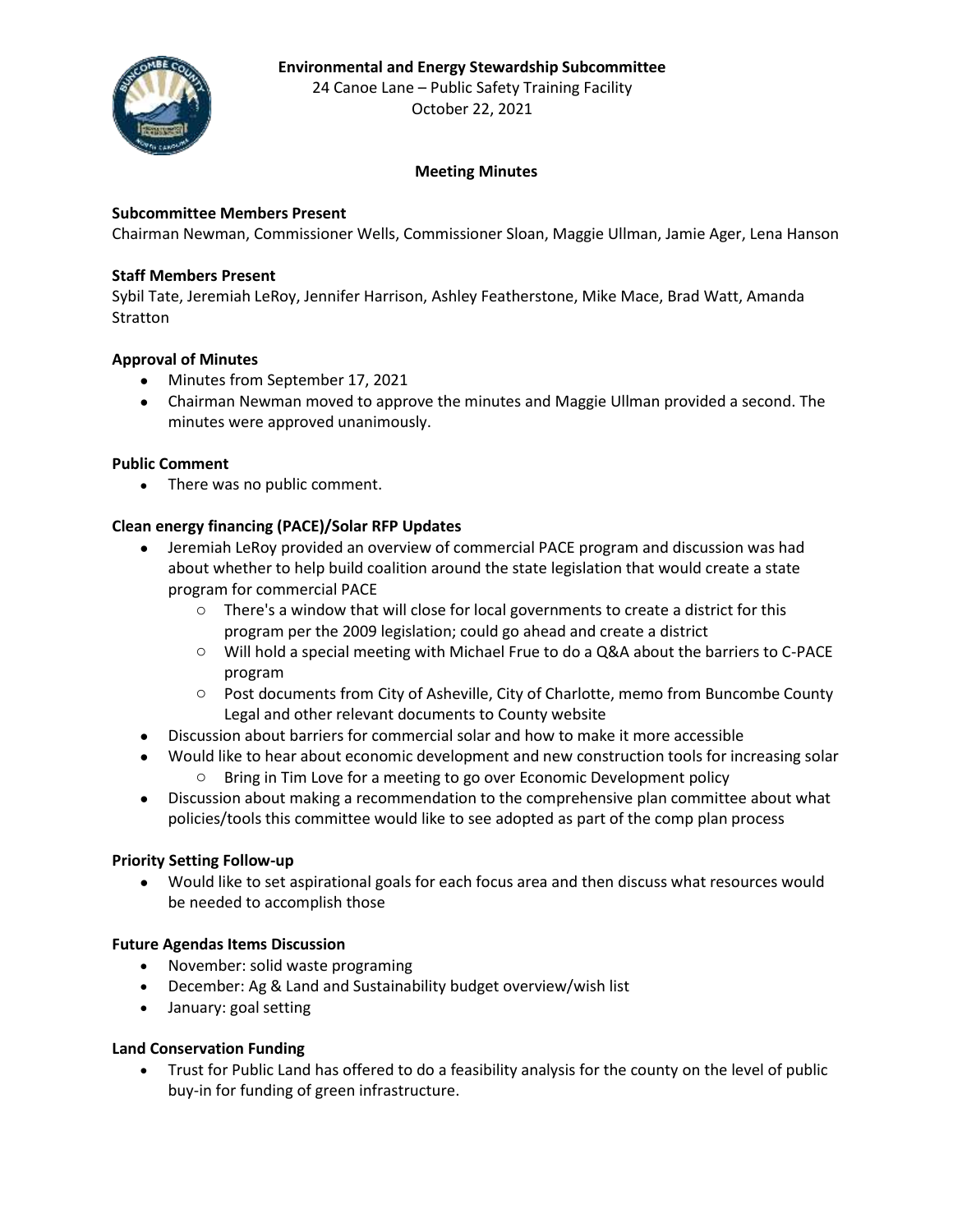**Environmental and Energy Stewardship Subcommittee**
24 Canoe Lane – Public Safety Training Facility
October 22, 2021

**Meeting Minutes**

**Subcommittee Members Present**
Chairman Newman, Commissioner Wells, Commissioner Sloan, Maggie Ullman, Jamie Ager, Lena Hanson

**Staff Members Present**
Sybil Tate, Jeremiah LeRoy, Jennifer Harrison, Ashley Featherstone, Mike Mace, Brad Watt, Amanda Stratton

**Approval of Minutes**

- Minutes from September 17, 2021
- Chairman Newman moved to approve the minutes and Maggie Ullman provided a second. The minutes were approved unanimously.

**Public Comment**

- There was no public comment.

**Clean energy financing (PACE)/Solar RFP Updates**

- Jeremiah LeRoy provided an overview of commercial PACE program and discussion was had about whether to help build coalition around the state legislation that would create a state program for commercial PACE
    - There's a window that will close for local governments to create a district for this program per the 2009 legislation; could go ahead and create a district
    - Will hold a special meeting with Michael Frue to do a Q&A about the barriers to C-PACE program
    - Post documents from City of Asheville, City of Charlotte, memo from Buncombe County Legal and other relevant documents to County website
- Discussion about barriers for commercial solar and how to make it more accessible
- Would like to hear about economic development and new construction tools for increasing solar
    - Bring in Tim Love for a meeting to go over Economic Development policy
- Discussion about making a recommendation to the comprehensive plan committee about what policies/tools this committee would like to see adopted as part of the comp plan process

**Priority Setting Follow-up**

- Would like to set aspirational goals for each focus area and then discuss what resources would be needed to accomplish those

**Future Agendas Items Discussion**

- November: solid waste programing
- December: Ag & Land and Sustainability budget overview/wish list
- January: goal setting

**Land Conservation Funding**

- Trust for Public Land has offered to do a feasibility analysis for the county on the level of public buy-in for funding of green infrastructure.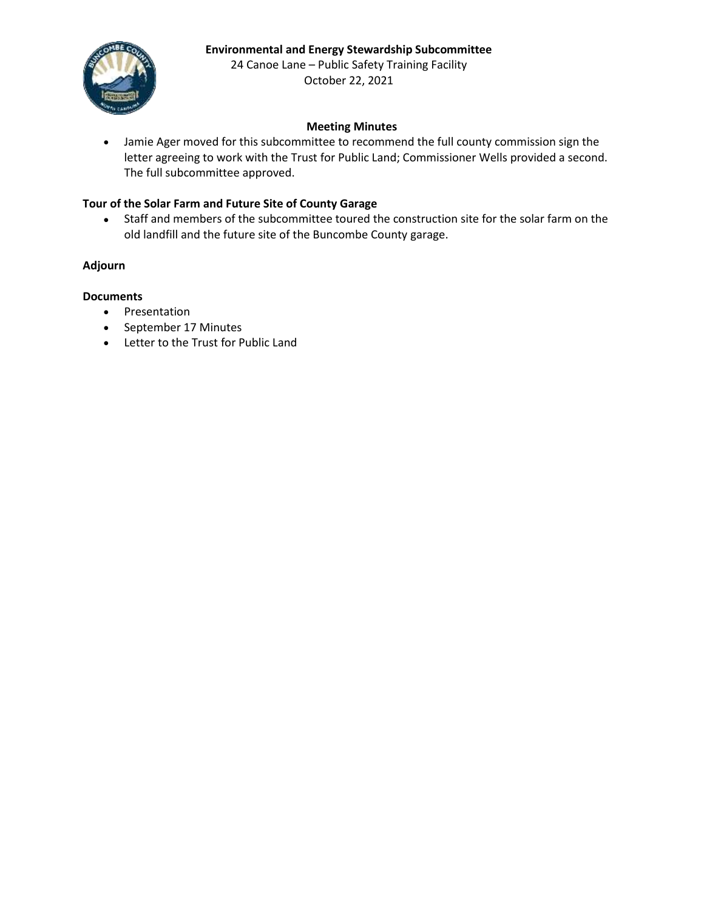**Environmental and Energy Stewardship Subcommittee**

24 Canoe Lane – Public Safety Training Facility

October 22, 2021

**Meeting Minutes**

- Jamie Ager moved for this subcommittee to recommend the full county commission sign the letter agreeing to work with the Trust for Public Land; Commissioner Wells provided a second. The full subcommittee approved.

**Tour of the Solar Farm and Future Site of County Garage**

- Staff and members of the subcommittee toured the construction site for the solar farm on the old landfill and the future site of the Buncombe County garage.

**Adjourn**

**Documents**

- Presentation
- September 17 Minutes
- Letter to the Trust for Public Land